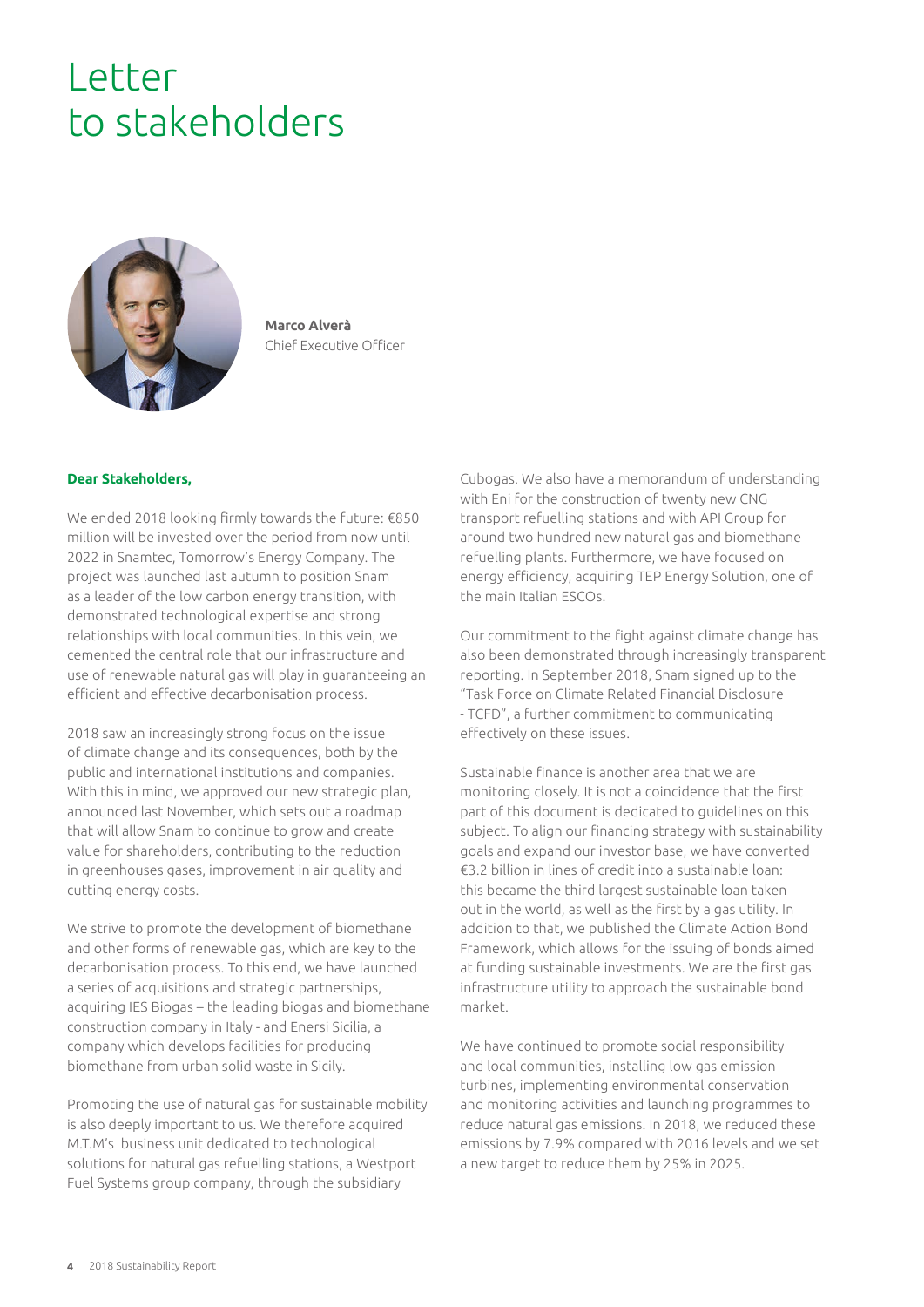# Letter to stakeholders

**Marco Alverà**
Chief Executive Officer

**Dear Stakeholders,**

We ended 2018 looking firmly towards the future: €850 million will be invested over the period from now until 2022 in Snamtec, Tomorrow's Energy Company. The project was launched last autumn to position Snam as a leader of the low carbon energy transition, with demonstrated technological expertise and strong relationships with local communities. In this vein, we cemented the central role that our infrastructure and use of renewable natural gas will play in guaranteeing an efficient and effective decarbonisation process.

2018 saw an increasingly strong focus on the issue of climate change and its consequences, both by the public and international institutions and companies. With this in mind, we approved our new strategic plan, announced last November, which sets out a roadmap that will allow Snam to continue to grow and create value for shareholders, contributing to the reduction in greenhouses gases, improvement in air quality and cutting energy costs.

We strive to promote the development of biomethane and other forms of renewable gas, which are key to the decarbonisation process. To this end, we have launched a series of acquisitions and strategic partnerships, acquiring IES Biogas – the leading biogas and biomethane construction company in Italy - and Enersi Sicilia, a company which develops facilities for producing biomethane from urban solid waste in Sicily.

Promoting the use of natural gas for sustainable mobility is also deeply important to us. We therefore acquired M.T.M's business unit dedicated to technological solutions for natural gas refuelling stations, a Westport Fuel Systems group company, through the subsidiary Cubogas. We also have a memorandum of understanding with Eni for the construction of twenty new CNG transport refuelling stations and with API Group for around two hundred new natural gas and biomethane refuelling plants. Furthermore, we have focused on energy efficiency, acquiring TEP Energy Solution, one of the main Italian ESCOs.

Our commitment to the fight against climate change has also been demonstrated through increasingly transparent reporting. In September 2018, Snam signed up to the "Task Force on Climate Related Financial Disclosure - TCFD", a further commitment to communicating effectively on these issues.

Sustainable finance is another area that we are monitoring closely. It is not a coincidence that the first part of this document is dedicated to guidelines on this subject. To align our financing strategy with sustainability goals and expand our investor base, we have converted €3.2 billion in lines of credit into a sustainable loan: this became the third largest sustainable loan taken out in the world, as well as the first by a gas utility. In addition to that, we published the Climate Action Bond Framework, which allows for the issuing of bonds aimed at funding sustainable investments. We are the first gas infrastructure utility to approach the sustainable bond market.

We have continued to promote social responsibility and local communities, installing low gas emission turbines, implementing environmental conservation and monitoring activities and launching programmes to reduce natural gas emissions. In 2018, we reduced these emissions by 7.9% compared with 2016 levels and we set a new target to reduce them by 25% in 2025.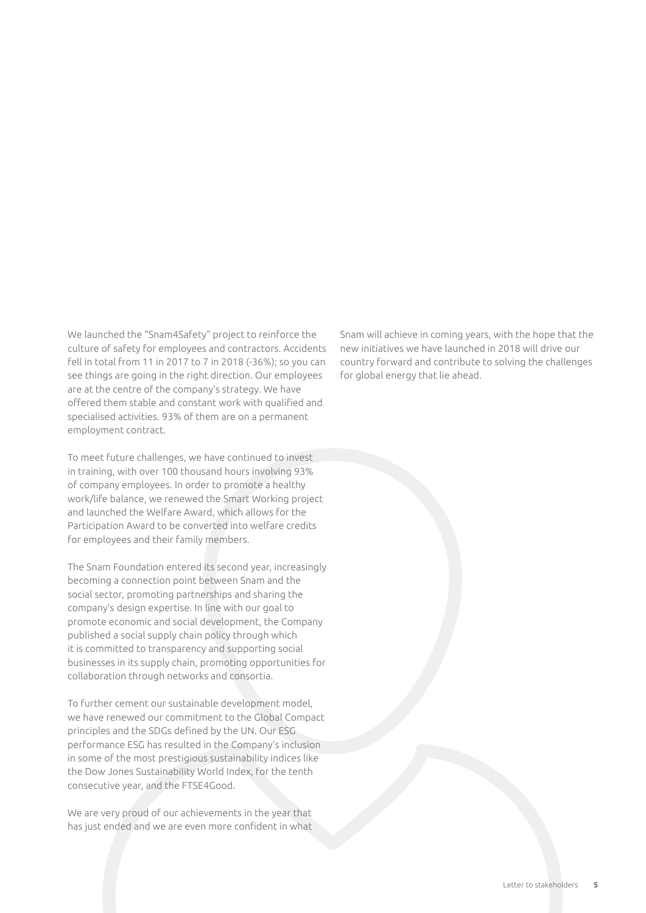We launched the "Snam4Safety" project to reinforce the culture of safety for employees and contractors. Accidents fell in total from 11 in 2017 to 7 in 2018 (-36%); so you can see things are going in the right direction. Our employees are at the centre of the company's strategy. We have offered them stable and constant work with qualified and specialised activities. 93% of them are on a permanent employment contract.

To meet future challenges, we have continued to invest in training, with over 100 thousand hours involving 93% of company employees. In order to promote a healthy work/life balance, we renewed the Smart Working project and launched the Welfare Award, which allows for the Participation Award to be converted into welfare credits for employees and their family members.

The Snam Foundation entered its second year, increasingly becoming a connection point between Snam and the social sector, promoting partnerships and sharing the company's design expertise. In line with our goal to promote economic and social development, the Company published a social supply chain policy through which it is committed to transparency and supporting social businesses in its supply chain, promoting opportunities for collaboration through networks and consortia.

To further cement our sustainable development model, we have renewed our commitment to the Global Compact principles and the SDGs defined by the UN. Our ESG performance ESG has resulted in the Company's inclusion in some of the most prestigious sustainability indices like the Dow Jones Sustainability World Index, for the tenth consecutive year, and the FTSE4Good.

We are very proud of our achievements in the year that has just ended and we are even more confident in what Snam will achieve in coming years, with the hope that the new initiatives we have launched in 2018 will drive our country forward and contribute to solving the challenges for global energy that lie ahead.